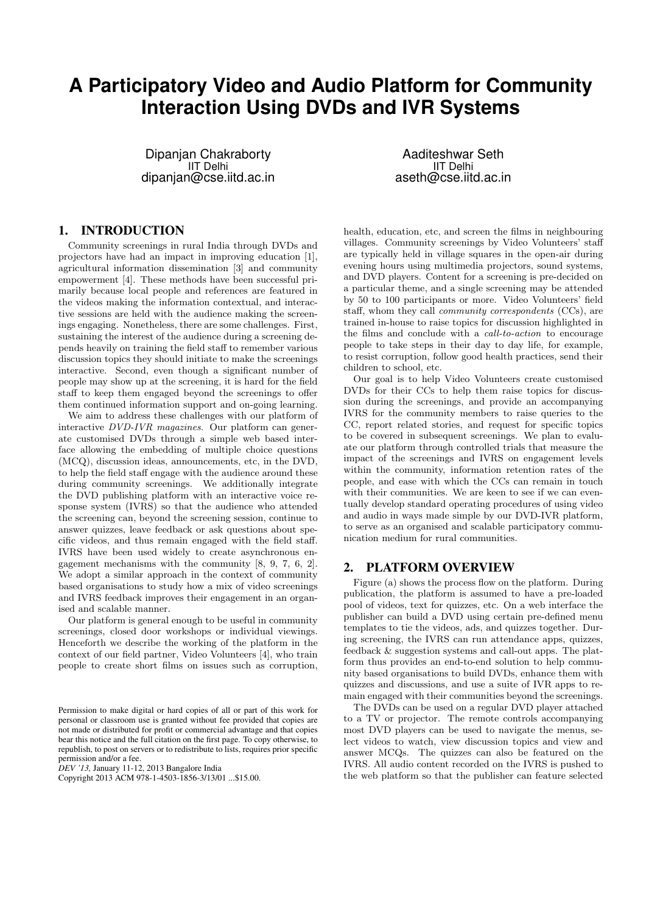# A Participatory Video and Audio Platform for Community Interaction Using DVDs and IVR Systems

Dipanjan Chakraborty
IIT Delhi
dipanjan@cse.iitd.ac.in

Aaditeshwar Seth
IIT Delhi
aseth@cse.iitd.ac.in

## 1. INTRODUCTION

Community screenings in rural India through DVDs and projectors have had an impact in improving education [1], agricultural information dissemination [3] and community empowerment [4]. These methods have been successful primarily because local people and references are featured in the videos making the information contextual, and interactive sessions are held with the audience making the screenings engaging. Nonetheless, there are some challenges. First, sustaining the interest of the audience during a screening depends heavily on training the field staff to remember various discussion topics they should initiate to make the screenings interactive. Second, even though a significant number of people may show up at the screening, it is hard for the field staff to keep them engaged beyond the screenings to offer them continued information support and on-going learning.

We aim to address these challenges with our platform of interactive *DVD-IVR magazines*. Our platform can generate customised DVDs through a simple web based interface allowing the embedding of multiple choice questions (MCQ), discussion ideas, announcements, etc, in the DVD, to help the field staff engage with the audience around these during community screenings. We additionally integrate the DVD publishing platform with an interactive voice response system (IVRS) so that the audience who attended the screening can, beyond the screening session, continue to answer quizzes, leave feedback or ask questions about specific videos, and thus remain engaged with the field staff. IVRS have been used widely to create asynchronous engagement mechanisms with the community [8, 9, 7, 6, 2]. We adopt a similar approach in the context of community based organisations to study how a mix of video screenings and IVRS feedback improves their engagement in an organised and scalable manner.

Our platform is general enough to be useful in community screenings, closed door workshops or individual viewings. Henceforth we describe the working of the platform in the context of our field partner, Video Volunteers [4], who train people to create short films on issues such as corruption, health, education, etc, and screen the films in neighbouring villages. Community screenings by Video Volunteers' staff are typically held in village squares in the open-air during evening hours using multimedia projectors, sound systems, and DVD players. Content for a screening is pre-decided on a particular theme, and a single screening may be attended by 50 to 100 participants or more. Video Volunteers' field staff, whom they call *community correspondents* (CCs), are trained in-house to raise topics for discussion highlighted in the films and conclude with a *call-to-action* to encourage people to take steps in their day to day life, for example, to resist corruption, follow good health practices, send their children to school, etc.

Our goal is to help Video Volunteers create customised DVDs for their CCs to help them raise topics for discussion during the screenings, and provide an accompanying IVRS for the community members to raise queries to the CC, report related stories, and request for specific topics to be covered in subsequent screenings. We plan to evaluate our platform through controlled trials that measure the impact of the screenings and IVRS on engagement levels within the community, information retention rates of the people, and ease with which the CCs can remain in touch with their communities. We are keen to see if we can eventually develop standard operating procedures of using video and audio in ways made simple by our DVD-IVR platform, to serve as an organised and scalable participatory communication medium for rural communities.

## 2. PLATFORM OVERVIEW

Figure (a) shows the process flow on the platform. During publication, the platform is assumed to have a pre-loaded pool of videos, text for quizzes, etc. On a web interface the publisher can build a DVD using certain pre-defined menu templates to tie the videos, ads, and quizzes together. During screening, the IVRS can run attendance apps, quizzes, feedback & suggestion systems and call-out apps. The platform thus provides an end-to-end solution to help community based organisations to build DVDs, enhance them with quizzes and discussions, and use a suite of IVR apps to remain engaged with their communities beyond the screenings.

The DVDs can be used on a regular DVD player attached to a TV or projector. The remote controls accompanying most DVD players can be used to navigate the menus, select videos to watch, view discussion topics and view and answer MCQs. The quizzes can also be featured on the IVRS. All audio content recorded on the IVRS is pushed to the web platform so that the publisher can feature selected

Permission to make digital or hard copies of all or part of this work for personal or classroom use is granted without fee provided that copies are not made or distributed for profit or commercial advantage and that copies bear this notice and the full citation on the first page. To copy otherwise, to republish, to post on servers or to redistribute to lists, requires prior specific permission and/or a fee.
*DEV '13,* January 11-12, 2013 Bangalore India
Copyright 2013 ACM 978-1-4503-1856-3/13/01 ...$15.00.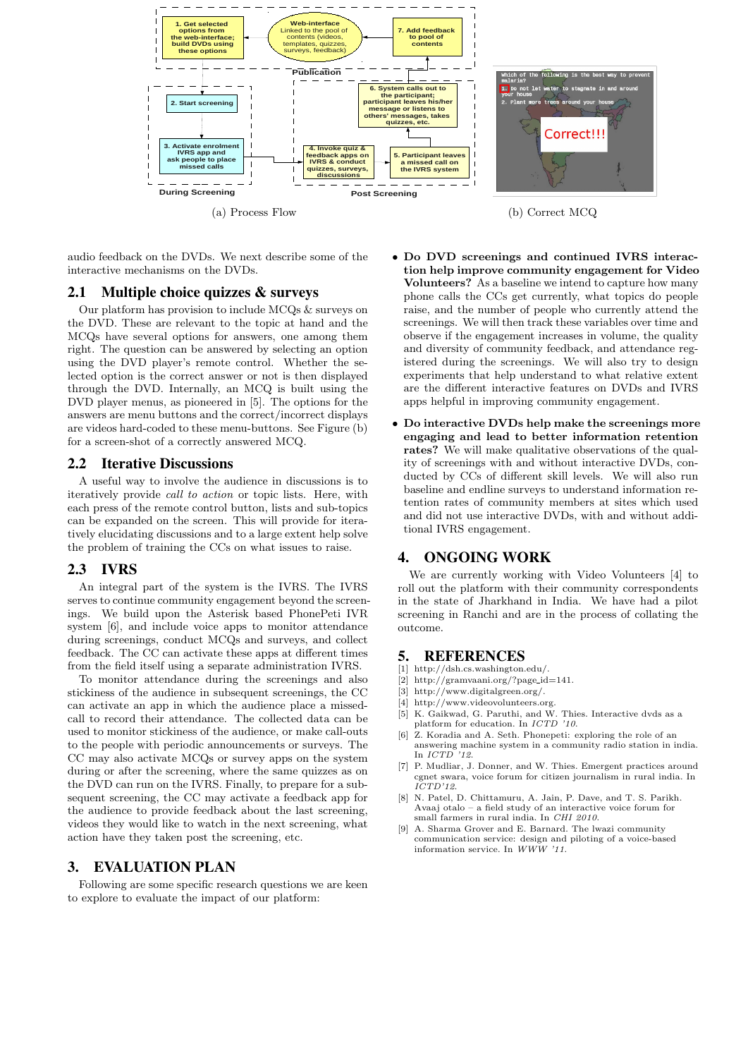1. Get selected options from the web-interface; build DVDs using these options

Web-interface
Linked to the pool of contents (videos, templates, quizzes, surveys, feedback)

7. Add feedback to pool of contents

Publication

2. Start screening

3. Activate enrolment IVRS app and ask people to place missed calls

During Screening

6. System calls out to the participant; participant leaves his/her message or listens to others' messages, takes quizzes, etc.

4. Invoke quiz & feedback apps on IVRS & conduct quizzes, surveys, discussions

5. Participant leaves a missed call on the IVRS system

Post Screening

(a) Process Flow

Which of the following is the best way to prevent malaria?
1. Do not let water to stagnate in and around your house
2. Plant more trees around your house

Correct!!!

(b) Correct MCQ

audio feedback on the DVDs. We next describe some of the interactive mechanisms on the DVDs.

## 2.1 Multiple choice quizzes & surveys

Our platform has provision to include MCQs & surveys on the DVD. These are relevant to the topic at hand and the MCQs have several options for answers, one among them right. The question can be answered by selecting an option using the DVD player's remote control. Whether the selected option is the correct answer or not is then displayed through the DVD. Internally, an MCQ is built using the DVD player menus, as pioneered in [5]. The options for the answers are menu buttons and the correct/incorrect displays are videos hard-coded to these menu-buttons. See Figure (b) for a screen-shot of a correctly answered MCQ.

## 2.2 Iterative Discussions

A useful way to involve the audience in discussions is to iteratively provide *call to action* or topic lists. Here, with each press of the remote control button, lists and sub-topics can be expanded on the screen. This will provide for iteratively elucidating discussions and to a large extent help solve the problem of training the CCs on what issues to raise.

## 2.3 IVRS

An integral part of the system is the IVRS. The IVRS serves to continue community engagement beyond the screenings. We build upon the Asterisk based PhonePeti IVR system [6], and include voice apps to monitor attendance during screenings, conduct MCQs and surveys, and collect feedback. The CC can activate these apps at different times from the field itself using a separate administration IVRS.

To monitor attendance during the screenings and also stickiness of the audience in subsequent screenings, the CC can activate an app in which the audience place a missed-call to record their attendance. The collected data can be used to monitor stickiness of the audience, or make call-outs to the people with periodic announcements or surveys. The CC may also activate MCQs or survey apps on the system during or after the screening, where the same quizzes as on the DVD can run on the IVRS. Finally, to prepare for a subsequent screening, the CC may activate a feedback app for the audience to provide feedback about the last screening, videos they would like to watch in the next screening, what action have they taken post the screening, etc.

# 3. EVALUATION PLAN

Following are some specific research questions we are keen to explore to evaluate the impact of our platform:

- **Do DVD screenings and continued IVRS interaction help improve community engagement for Video Volunteers?** As a baseline we intend to capture how many phone calls the CCs get currently, what topics do people raise, and the number of people who currently attend the screenings. We will then track these variables over time and observe if the engagement increases in volume, the quality and diversity of community feedback, and attendance registered during the screenings. We will also try to design experiments that help understand to what relative extent are the different interactive features on DVDs and IVRS apps helpful in improving community engagement.

- **Do interactive DVDs help make the screenings more engaging and lead to better information retention rates?** We will make qualitative observations of the quality of screenings with and without interactive DVDs, conducted by CCs of different skill levels. We will also run baseline and endline surveys to understand information retention rates of community members at sites which used and did not use interactive DVDs, with and without additional IVRS engagement.

# 4. ONGOING WORK

We are currently working with Video Volunteers [4] to roll out the platform with their community correspondents in the state of Jharkhand in India. We have had a pilot screening in Ranchi and are in the process of collating the outcome.

# 5. REFERENCES

[1] http://dsh.cs.washington.edu/.
[2] http://gramvaani.org/?page_id=141.
[3] http://www.digitalgreen.org/.
[4] http://www.videovolunteers.org.
[5] K. Gaikwad, G. Paruthi, and W. Thies. Interactive dvds as a platform for education. In *ICTD '10*.
[6] Z. Koradia and A. Seth. Phonepeti: exploring the role of an answering machine system in a community radio station in india. In *ICTD '12*.
[7] P. Mudliar, J. Donner, and W. Thies. Emergent practices around cgnet swara, voice forum for citizen journalism in rural india. In *ICTD'12*.
[8] N. Patel, D. Chittamuru, A. Jain, P. Dave, and T. S. Parikh. Avaaj otalo – a field study of an interactive voice forum for small farmers in rural india. In *CHI 2010*.
[9] A. Sharma Grover and E. Barnard. The lwazi community communication service: design and piloting of a voice-based information service. In *WWW '11*.